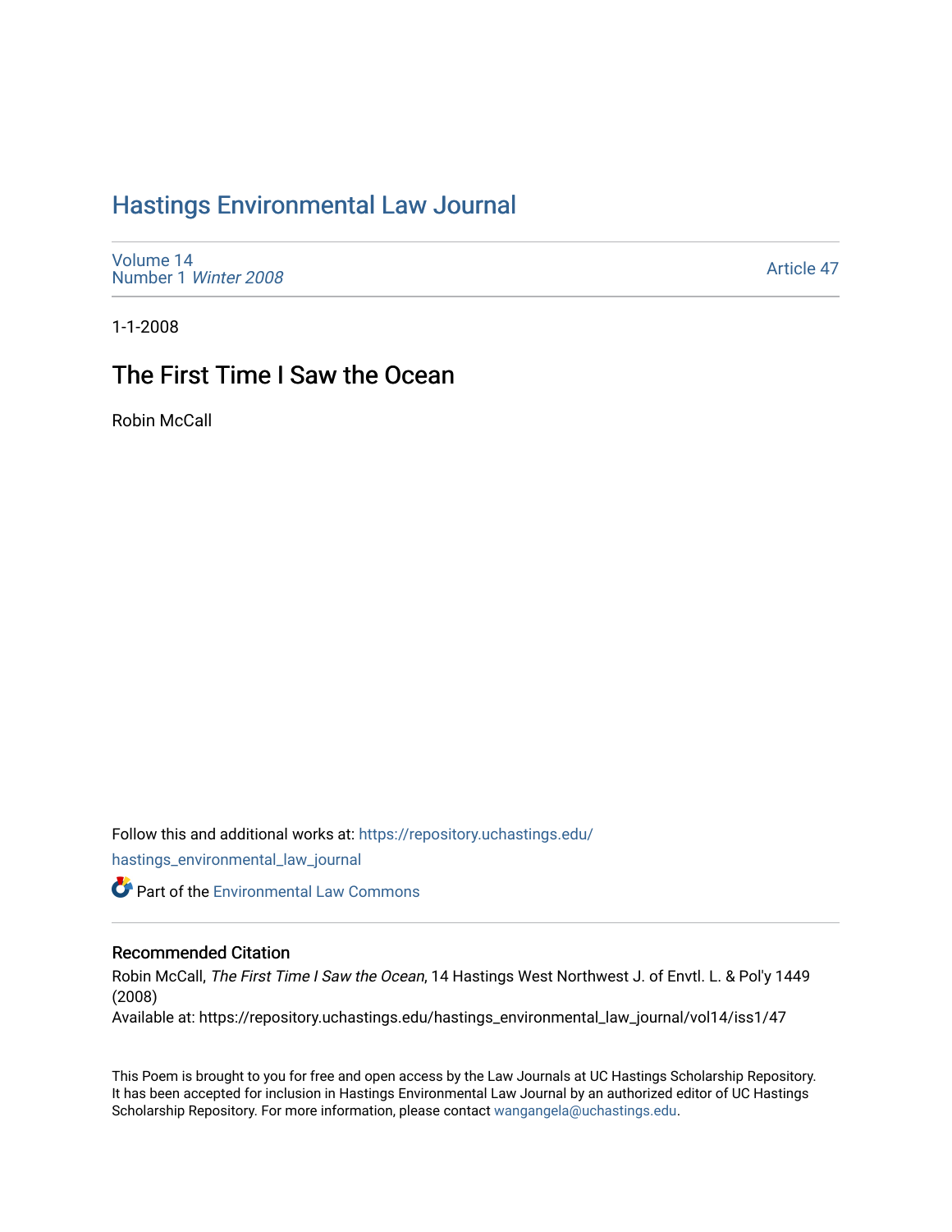# Hastings Environmental Law Journal

Volume 14
Number 1 *Winter 2008*

Article 47

1-1-2008

## The First Time I Saw the Ocean

Robin McCall

Follow this and additional works at: https://repository.uchastings.edu/hastings_environmental_law_journal

Part of the Environmental Law Commons

### Recommended Citation

Robin McCall, *The First Time I Saw the Ocean*, 14 Hastings West Northwest J. of Envtl. L. & Pol'y 1449 (2008)
Available at: https://repository.uchastings.edu/hastings_environmental_law_journal/vol14/iss1/47

This Poem is brought to you for free and open access by the Law Journals at UC Hastings Scholarship Repository. It has been accepted for inclusion in Hastings Environmental Law Journal by an authorized editor of UC Hastings Scholarship Repository. For more information, please contact wangangela@uchastings.edu.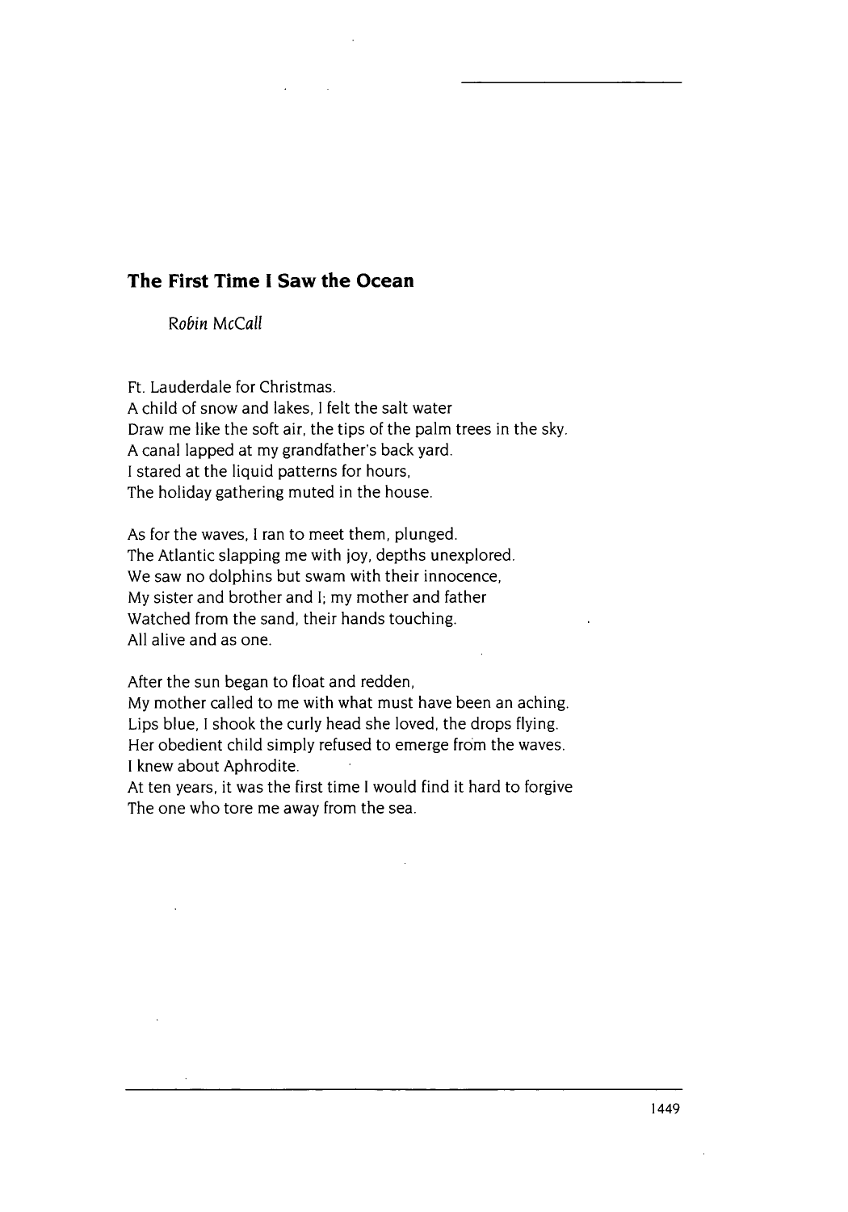## The First Time I Saw the Ocean

*Robin McCall*

Ft. Lauderdale for Christmas.
A child of snow and lakes, I felt the salt water
Draw me like the soft air, the tips of the palm trees in the sky.
A canal lapped at my grandfather's back yard.
I stared at the liquid patterns for hours,
The holiday gathering muted in the house.

As for the waves, I ran to meet them, plunged.
The Atlantic slapping me with joy, depths unexplored.
We saw no dolphins but swam with their innocence,
My sister and brother and I; my mother and father
Watched from the sand, their hands touching.
All alive and as one.

After the sun began to float and redden,
My mother called to me with what must have been an aching.
Lips blue, I shook the curly head she loved, the drops flying.
Her obedient child simply refused to emerge from the waves.
I knew about Aphrodite.
At ten years, it was the first time I would find it hard to forgive
The one who tore me away from the sea.